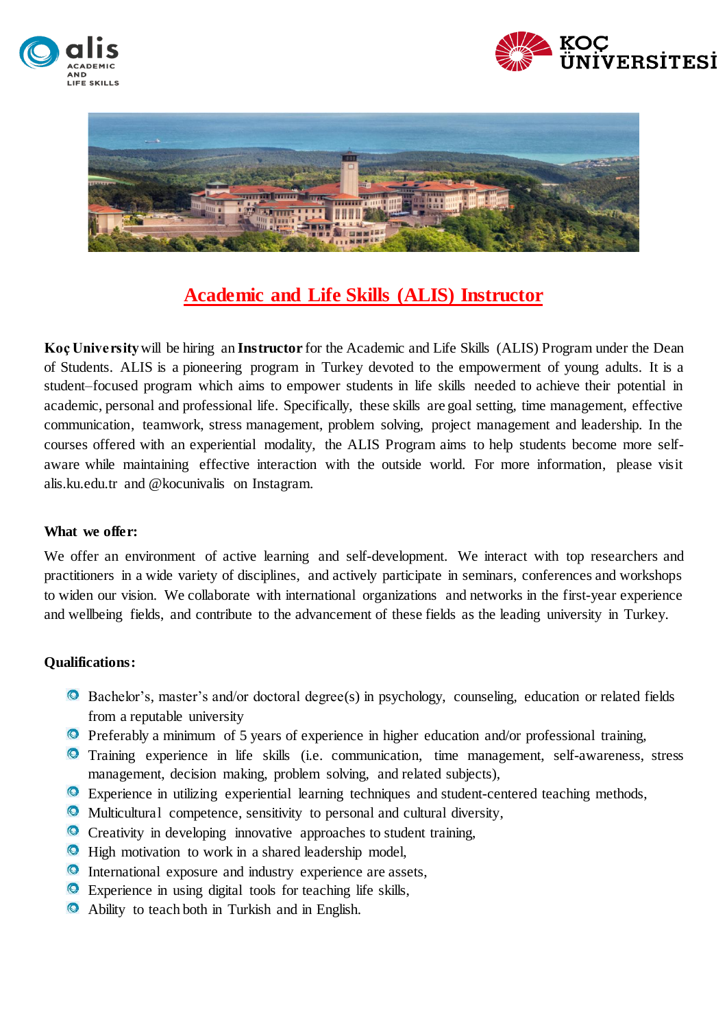# Academic and Life Skills (ALIS) Instructor

**Koç University** will be hiring an **Instructor** for the Academic and Life Skills (ALIS) Program under the Dean of Students. ALIS is a pioneering program in Turkey devoted to the empowerment of young adults. It is a student–focused program which aims to empower students in life skills needed to achieve their potential in academic, personal and professional life. Specifically, these skills are goal setting, time management, effective communication, teamwork, stress management, problem solving, project management and leadership. In the courses offered with an experiential modality, the ALIS Program aims to help students become more self-aware while maintaining effective interaction with the outside world. For more information, please visit alis.ku.edu.tr and @kocunivalis on Instagram.

**What we offer:**

We offer an environment of active learning and self-development. We interact with top researchers and practitioners in a wide variety of disciplines, and actively participate in seminars, conferences and workshops to widen our vision. We collaborate with international organizations and networks in the first-year experience and wellbeing fields, and contribute to the advancement of these fields as the leading university in Turkey.

**Qualifications:**

- Bachelor's, master's and/or doctoral degree(s) in psychology, counseling, education or related fields from a reputable university
- Preferably a minimum of 5 years of experience in higher education and/or professional training,
- Training experience in life skills (i.e. communication, time management, self-awareness, stress management, decision making, problem solving, and related subjects),
- Experience in utilizing experiential learning techniques and student-centered teaching methods,
- Multicultural competence, sensitivity to personal and cultural diversity,
- Creativity in developing innovative approaches to student training,
- High motivation to work in a shared leadership model,
- International exposure and industry experience are assets,
- Experience in using digital tools for teaching life skills,
- Ability to teach both in Turkish and in English.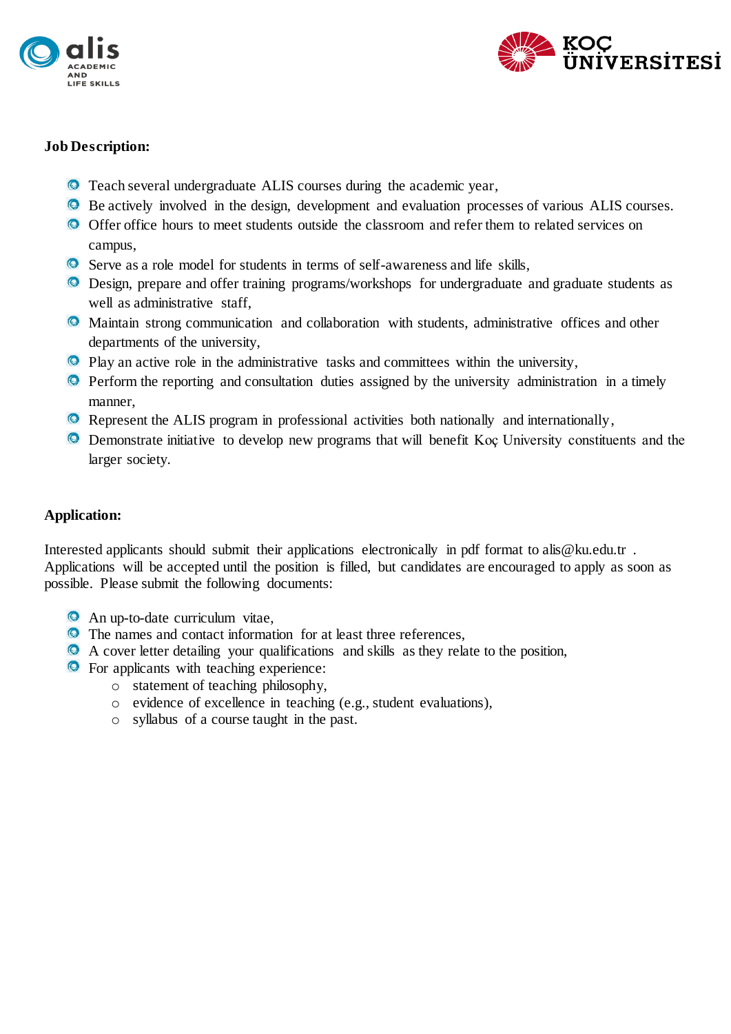**Job Description:**

- Teach several undergraduate ALIS courses during the academic year,
- Be actively involved in the design, development and evaluation processes of various ALIS courses.
- Offer office hours to meet students outside the classroom and refer them to related services on campus,
- Serve as a role model for students in terms of self-awareness and life skills,
- Design, prepare and offer training programs/workshops for undergraduate and graduate students as well as administrative staff,
- Maintain strong communication and collaboration with students, administrative offices and other departments of the university,
- Play an active role in the administrative tasks and committees within the university,
- Perform the reporting and consultation duties assigned by the university administration in a timely manner,
- Represent the ALIS program in professional activities both nationally and internationally,
- Demonstrate initiative to develop new programs that will benefit Koç University constituents and the larger society.

**Application:**

Interested applicants should submit their applications electronically in pdf format to alis@ku.edu.tr . Applications will be accepted until the position is filled, but candidates are encouraged to apply as soon as possible. Please submit the following documents:

- An up-to-date curriculum vitae,
- The names and contact information for at least three references,
- A cover letter detailing your qualifications and skills as they relate to the position,
- For applicants with teaching experience:
    - statement of teaching philosophy,
    - evidence of excellence in teaching (e.g., student evaluations),
    - syllabus of a course taught in the past.